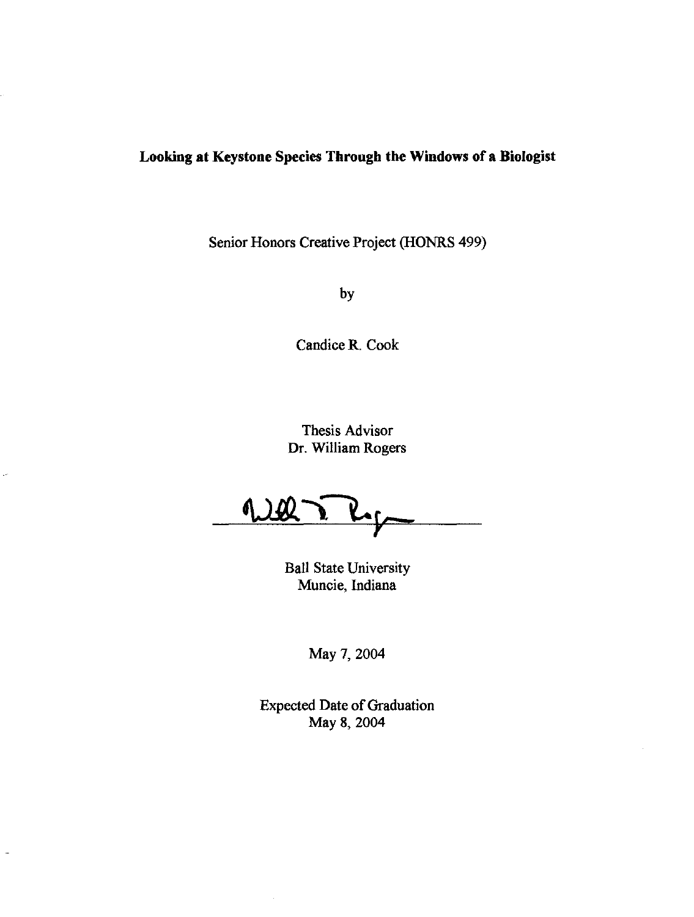# Looking at Keystone Species Through the Windows of a Biologist

Senior Honors Creative Project (HONRS 499)

by

Candice R. Cook

Thesis Advisor
Dr. William Rogers

Ball State University
Muncie, Indiana

May 7, 2004

Expected Date of Graduation
May 8, 2004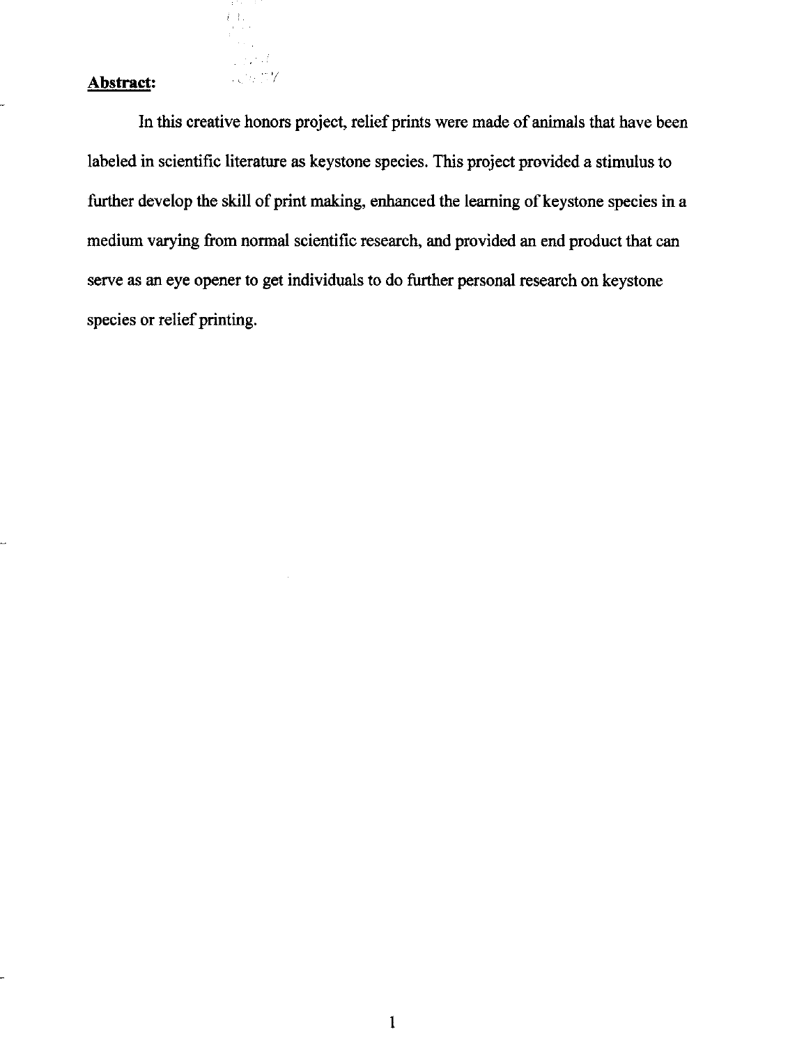**Abstract:**

In this creative honors project, relief prints were made of animals that have been labeled in scientific literature as keystone species. This project provided a stimulus to further develop the skill of print making, enhanced the learning of keystone species in a medium varying from normal scientific research, and provided an end product that can serve as an eye opener to get individuals to do further personal research on keystone species or relief printing.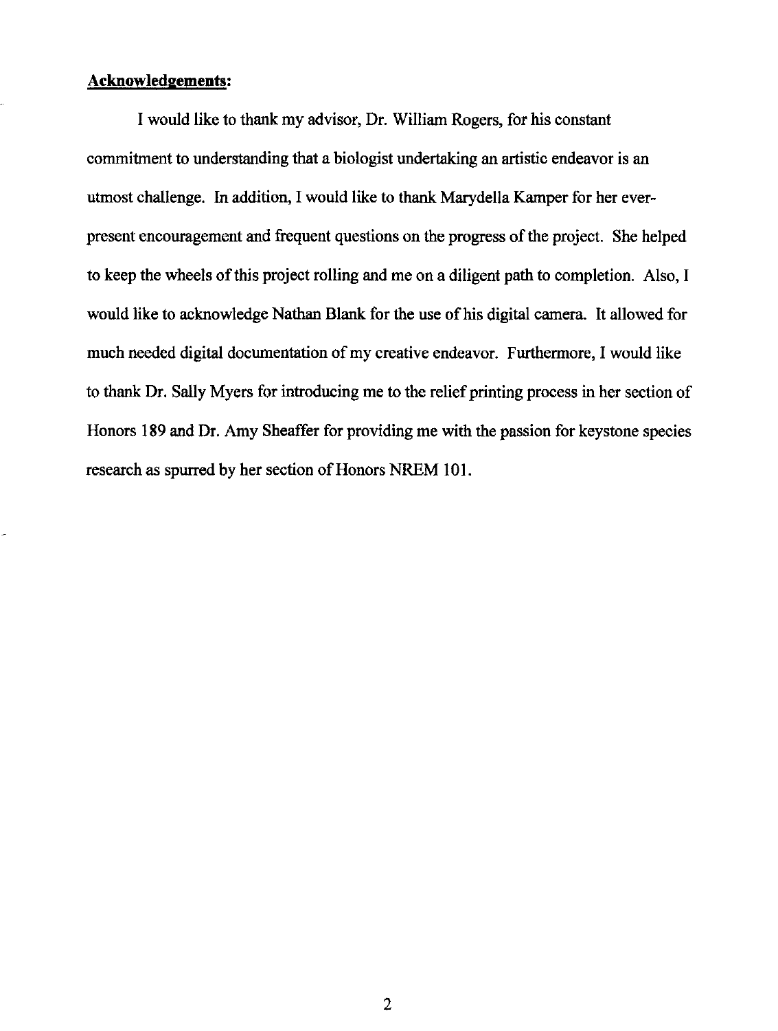**Acknowledgements:**

I would like to thank my advisor, Dr. William Rogers, for his constant commitment to understanding that a biologist undertaking an artistic endeavor is an utmost challenge. In addition, I would like to thank Marydella Kamper for her ever-present encouragement and frequent questions on the progress of the project. She helped to keep the wheels of this project rolling and me on a diligent path to completion. Also, I would like to acknowledge Nathan Blank for the use of his digital camera. It allowed for much needed digital documentation of my creative endeavor. Furthermore, I would like to thank Dr. Sally Myers for introducing me to the relief printing process in her section of Honors 189 and Dr. Amy Sheaffer for providing me with the passion for keystone species research as spurred by her section of Honors NREM 101.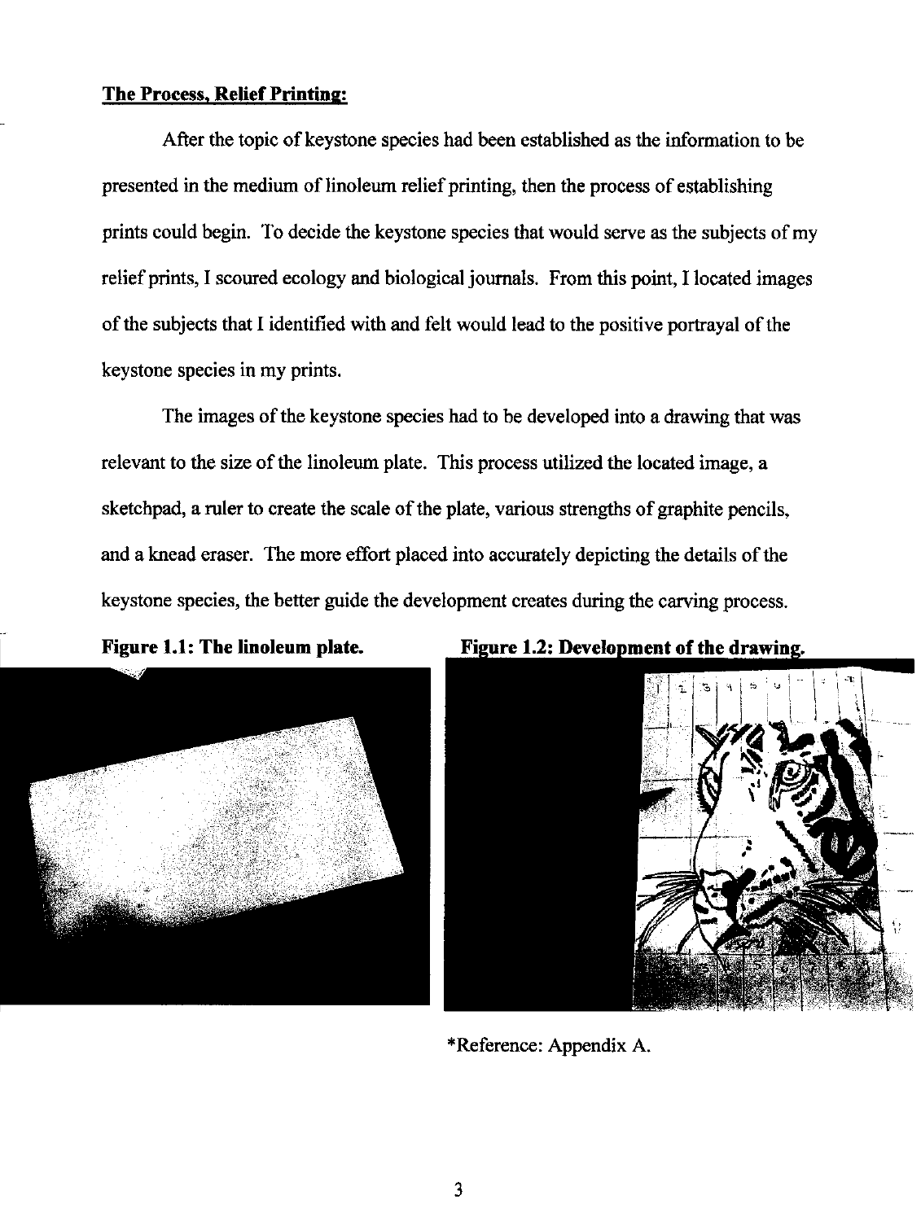**The Process, Relief Printing:**

After the topic of keystone species had been established as the information to be presented in the medium of linoleum relief printing, then the process of establishing prints could begin. To decide the keystone species that would serve as the subjects of my relief prints, I scoured ecology and biological journals. From this point, I located images of the subjects that I identified with and felt would lead to the positive portrayal of the keystone species in my prints.

The images of the keystone species had to be developed into a drawing that was relevant to the size of the linoleum plate. This process utilized the located image, a sketchpad, a ruler to create the scale of the plate, various strengths of graphite pencils, and a knead eraser. The more effort placed into accurately depicting the details of the keystone species, the better guide the development creates during the carving process.

**Figure 1.1: The linoleum plate.**

**Figure 1.2: Development of the drawing.**

*Reference: Appendix A.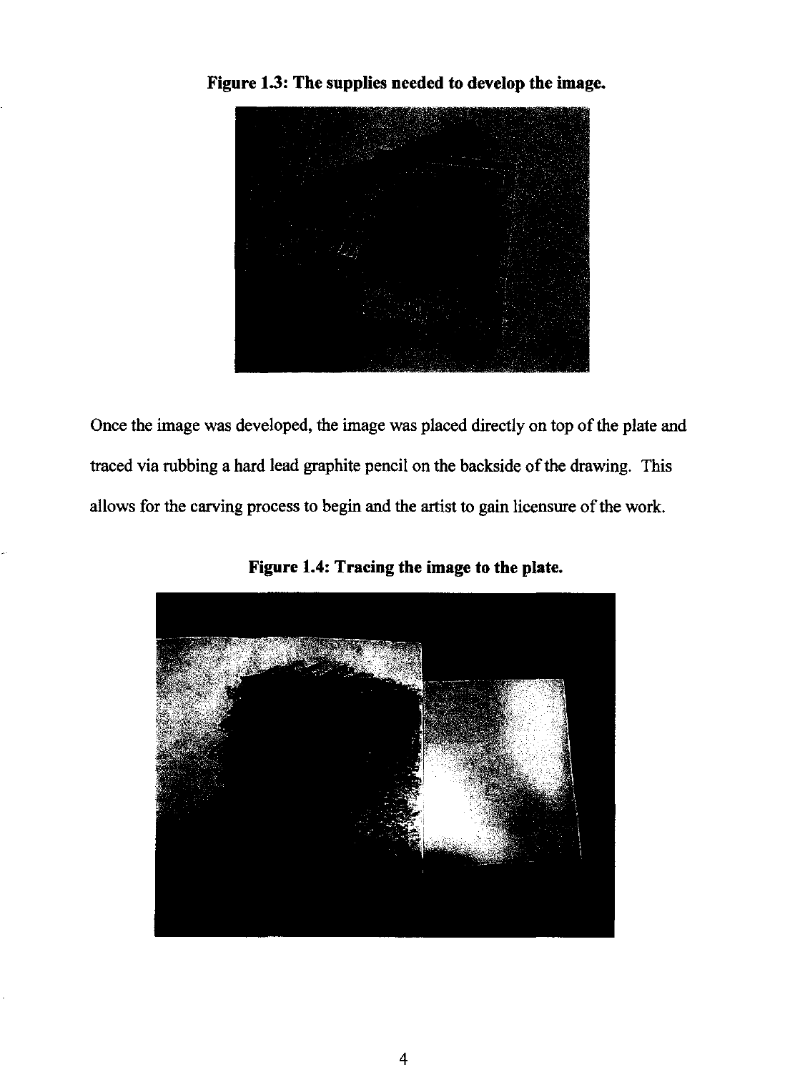**Figure 1.3: The supplies needed to develop the image.**

Once the image was developed, the image was placed directly on top of the plate and traced via rubbing a hard lead graphite pencil on the backside of the drawing. This allows for the carving process to begin and the artist to gain licensure of the work.

**Figure 1.4: Tracing the image to the plate.**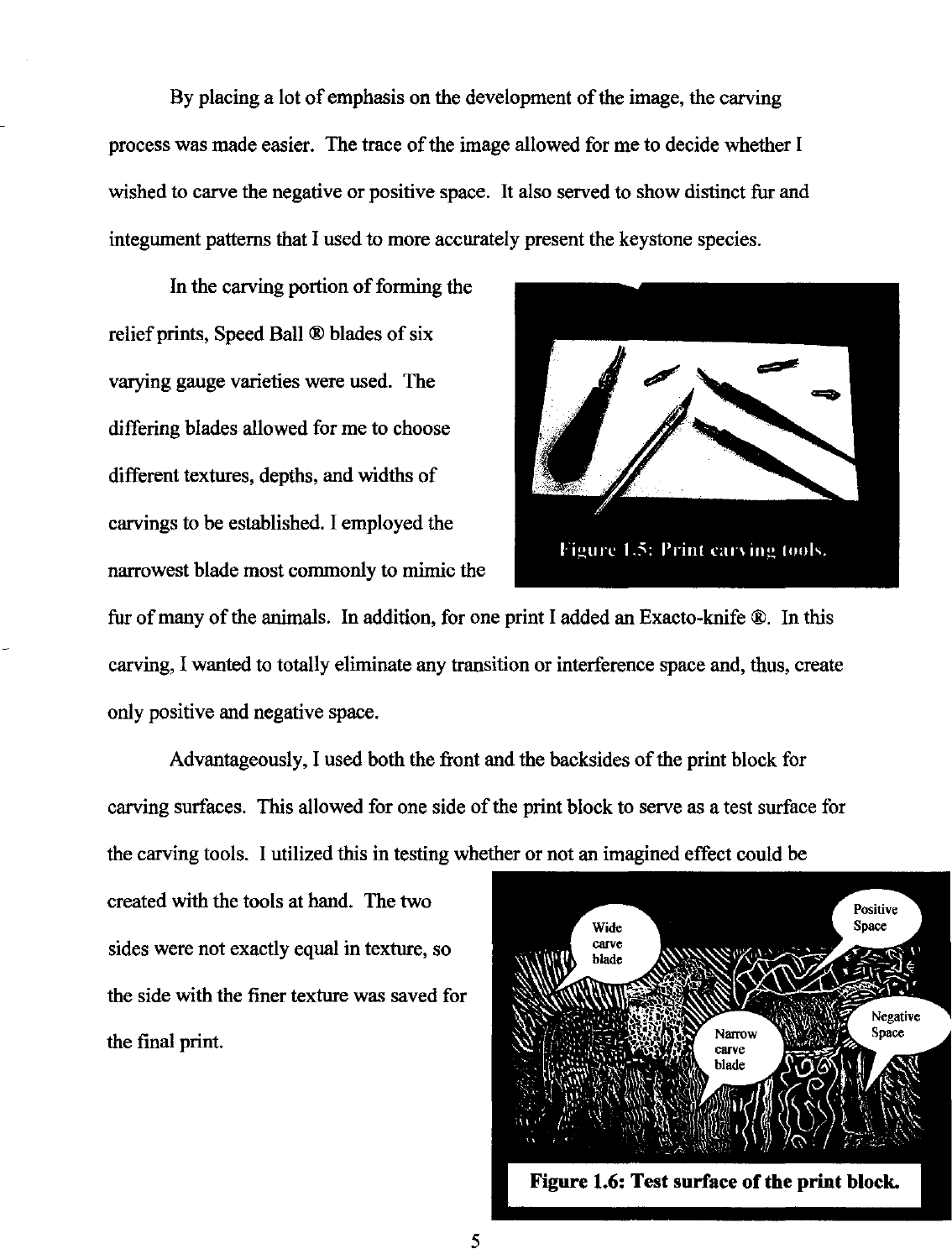By placing a lot of emphasis on the development of the image, the carving process was made easier. The trace of the image allowed for me to decide whether I wished to carve the negative or positive space. It also served to show distinct fur and integument patterns that I used to more accurately present the keystone species.

In the carving portion of forming the relief prints, Speed Ball ® blades of six varying gauge varieties were used. The differing blades allowed for me to choose different textures, depths, and widths of carvings to be established. I employed the narrowest blade most commonly to mimic the fur of many of the animals. In addition, for one print I added an Exacto-knife ®. In this carving, I wanted to totally eliminate any transition or interference space and, thus, create only positive and negative space.

Figure 1.5: Print carving tools.

Advantageously, I used both the front and the backsides of the print block for carving surfaces. This allowed for one side of the print block to serve as a test surface for the carving tools. I utilized this in testing whether or not an imagined effect could be created with the tools at hand. The two sides were not exactly equal in texture, so the side with the finer texture was saved for the final print.

**Figure 1.6: Test surface of the print block.**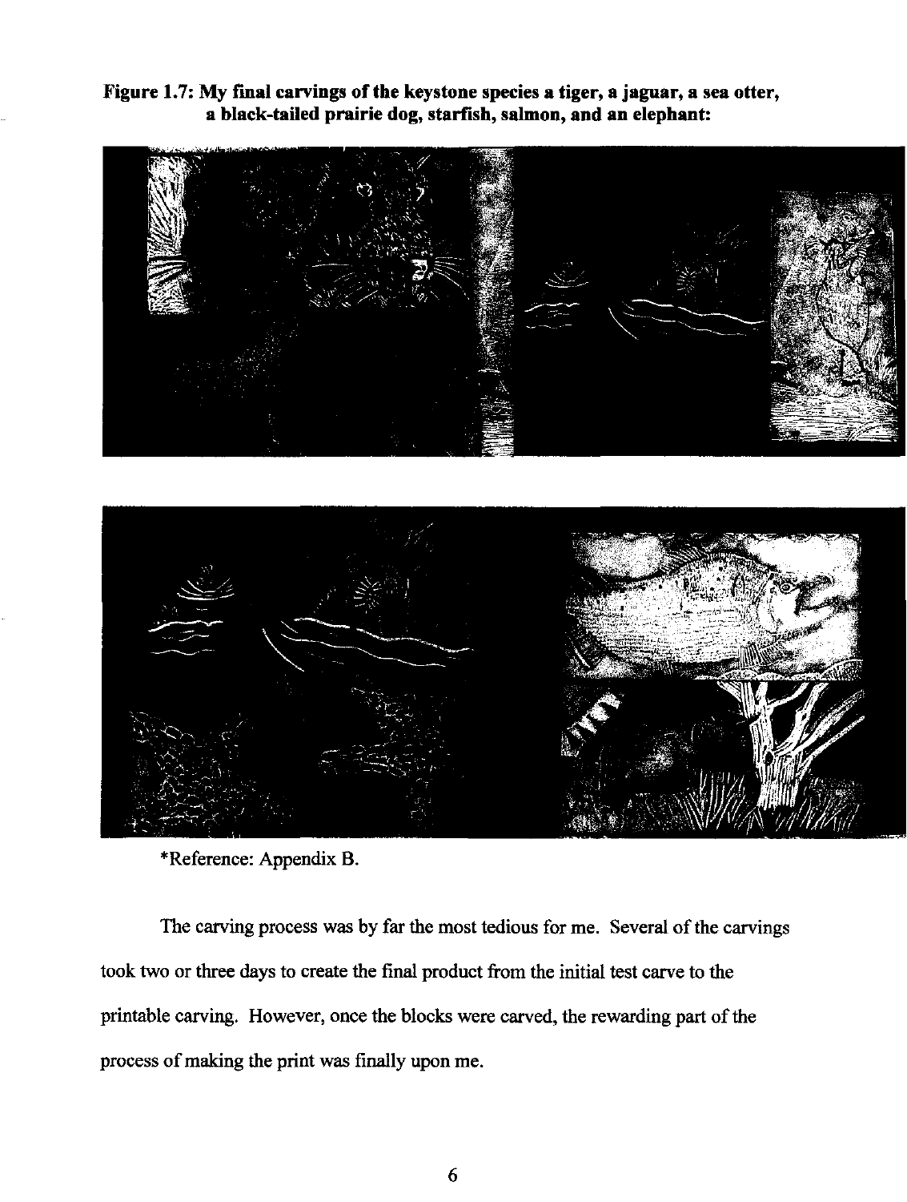**Figure 1.7: My final carvings of the keystone species a tiger, a jaguar, a sea otter, a black-tailed prairie dog, starfish, salmon, and an elephant:**

*Reference: Appendix B.

The carving process was by far the most tedious for me. Several of the carvings took two or three days to create the final product from the initial test carve to the printable carving. However, once the blocks were carved, the rewarding part of the process of making the print was finally upon me.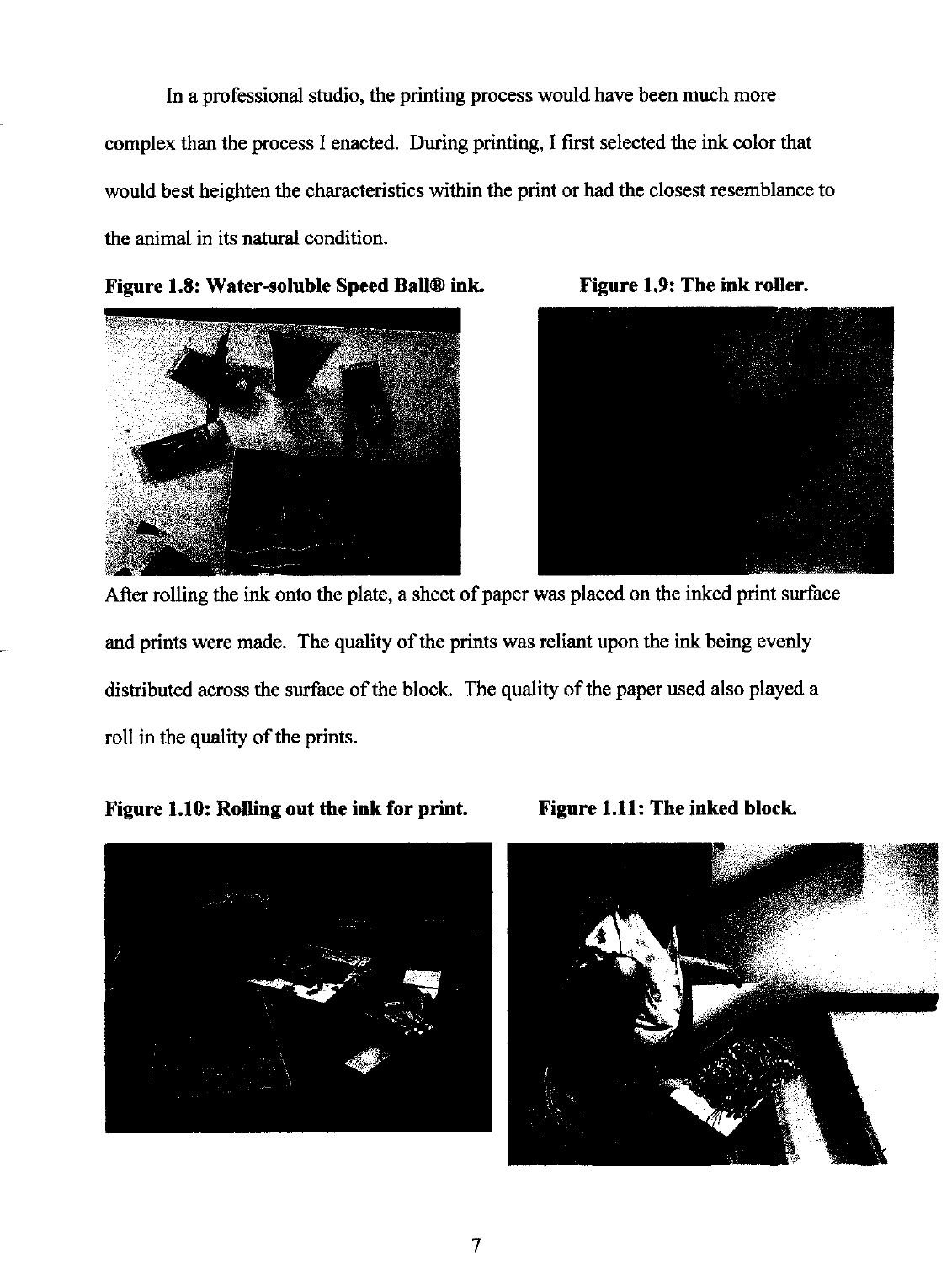In a professional studio, the printing process would have been much more complex than the process I enacted. During printing, I first selected the ink color that would best heighten the characteristics within the print or had the closest resemblance to the animal in its natural condition.

**Figure 1.8: Water-soluble Speed Ball® ink.**

**Figure 1.9: The ink roller.**

After rolling the ink onto the plate, a sheet of paper was placed on the inked print surface and prints were made. The quality of the prints was reliant upon the ink being evenly distributed across the surface of the block. The quality of the paper used also played a roll in the quality of the prints.

**Figure 1.10: Rolling out the ink for print.**

**Figure 1.11: The inked block.**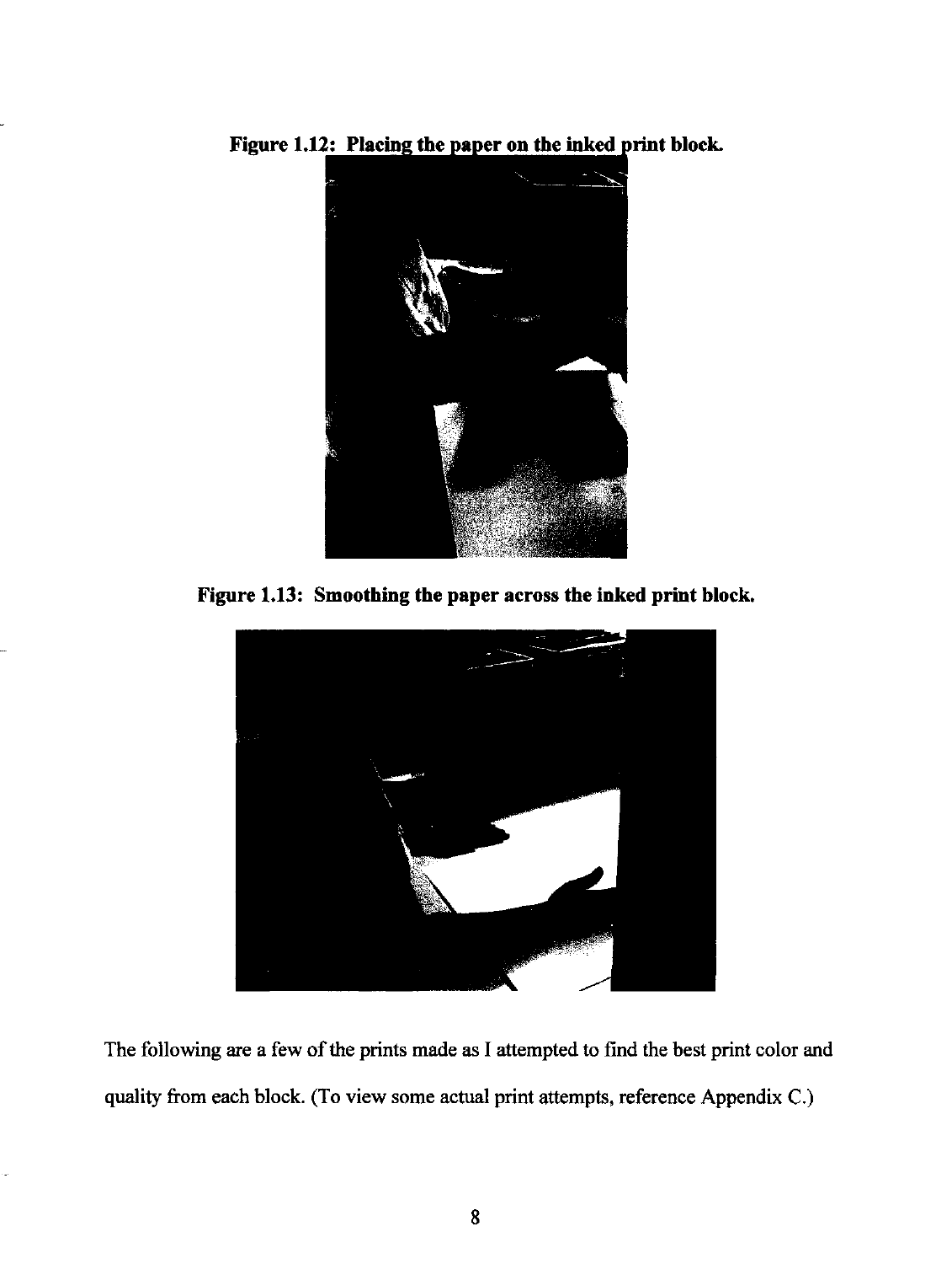**Figure 1.12: Placing the paper on the inked print block.**

**Figure 1.13: Smoothing the paper across the inked print block.**

The following are a few of the prints made as I attempted to find the best print color and quality from each block. (To view some actual print attempts, reference Appendix C.)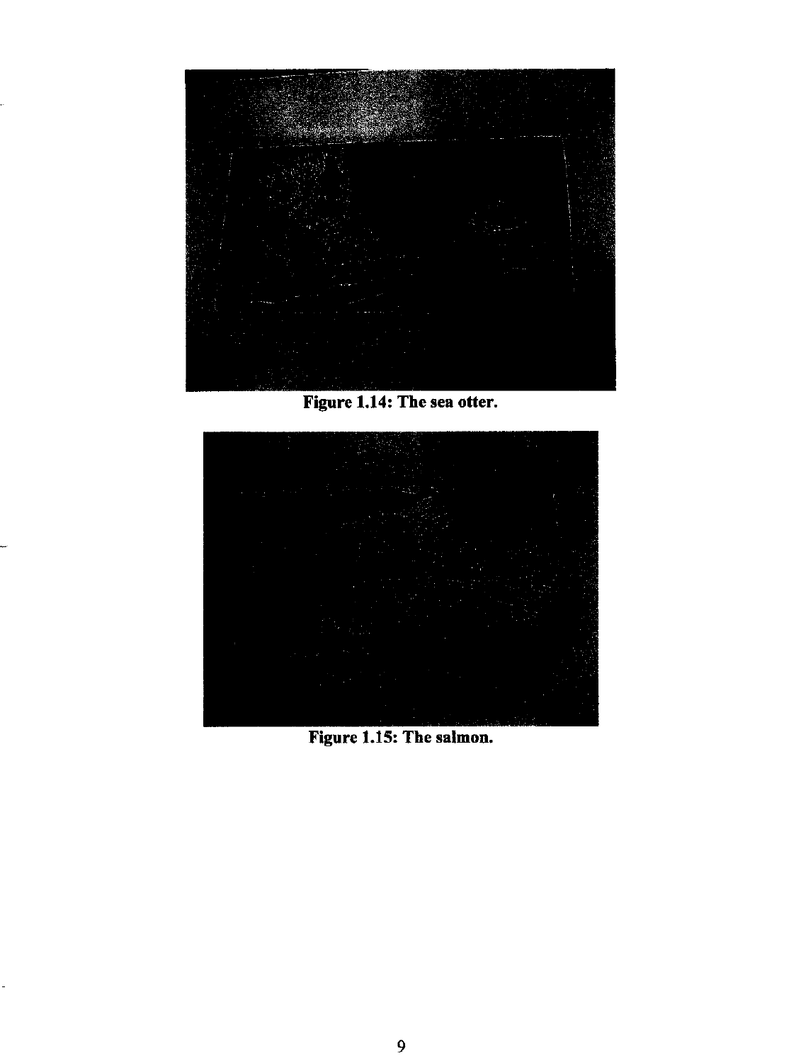Figure 1.14: The sea otter.

Figure 1.15: The salmon.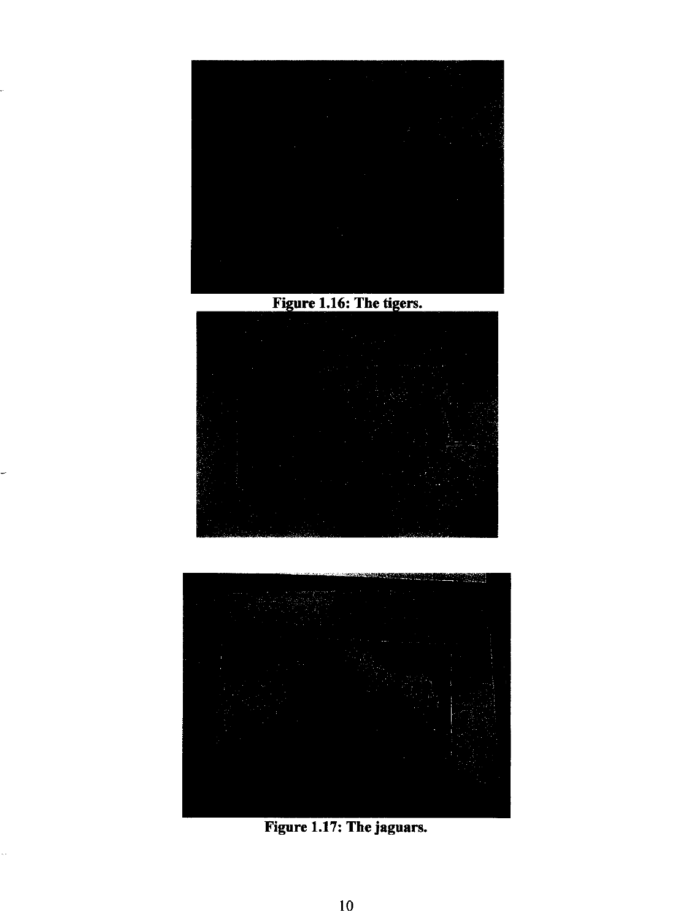Figure 1.16: The tigers.

Figure 1.17: The jaguars.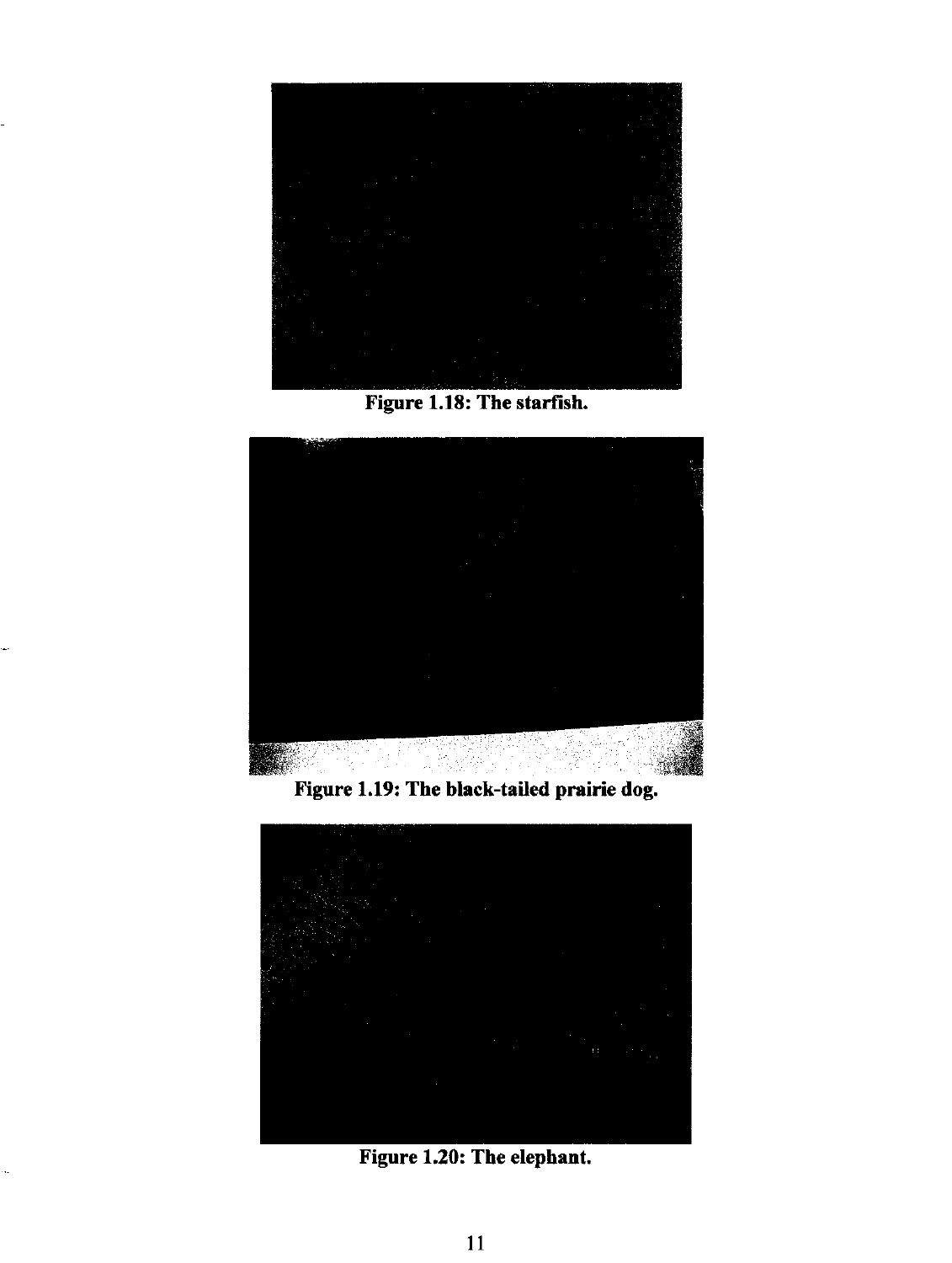Figure 1.18: The starfish.

Figure 1.19: The black-tailed prairie dog.

Figure 1.20: The elephant.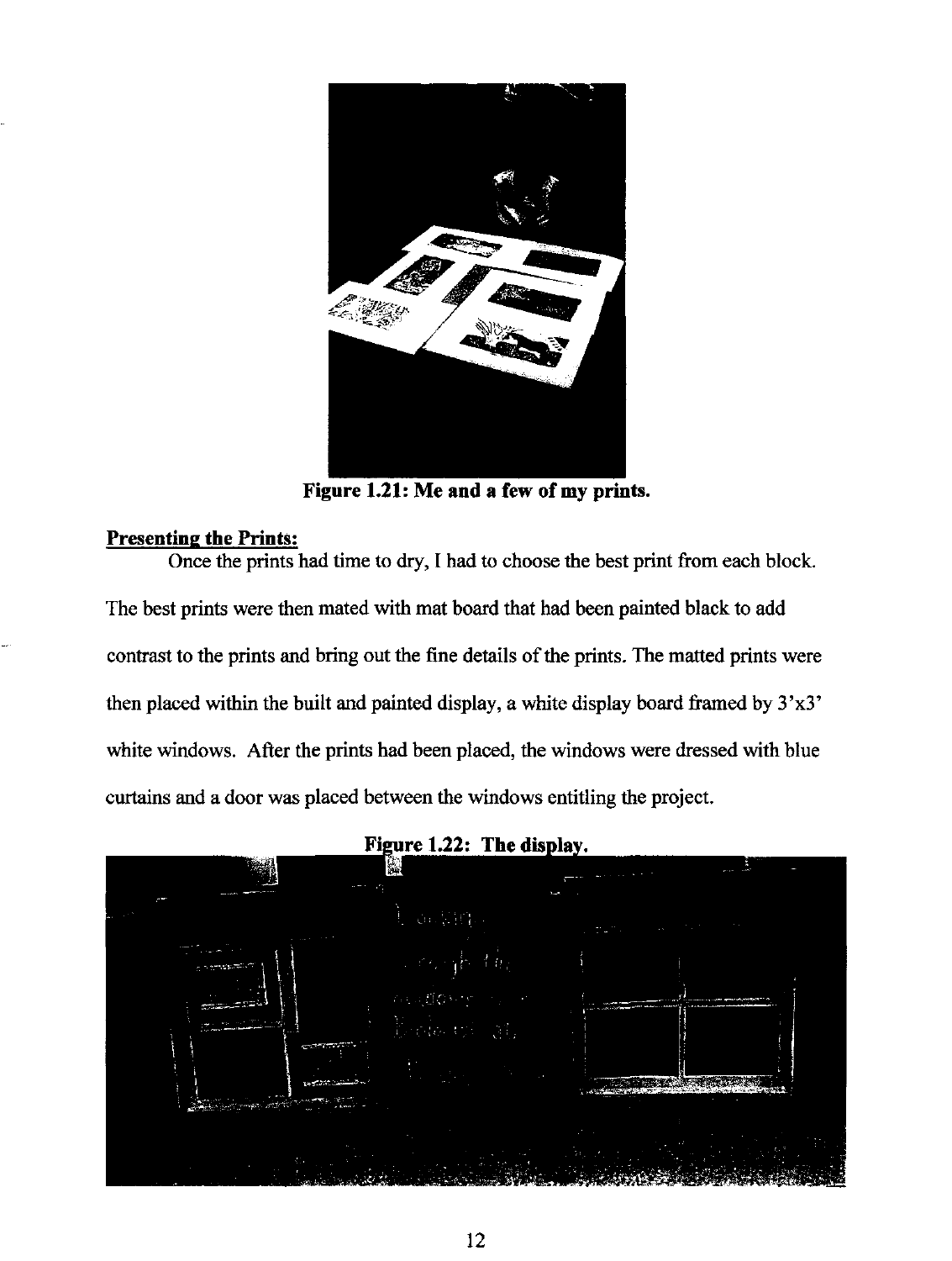**Figure 1.21: Me and a few of my prints.**

**Presenting the Prints:**

Once the prints had time to dry, I had to choose the best print from each block. The best prints were then mated with mat board that had been painted black to add contrast to the prints and bring out the fine details of the prints. The matted prints were then placed within the built and painted display, a white display board framed by 3'x3' white windows. After the prints had been placed, the windows were dressed with blue curtains and a door was placed between the windows entitling the project.

**Figure 1.22: The display.**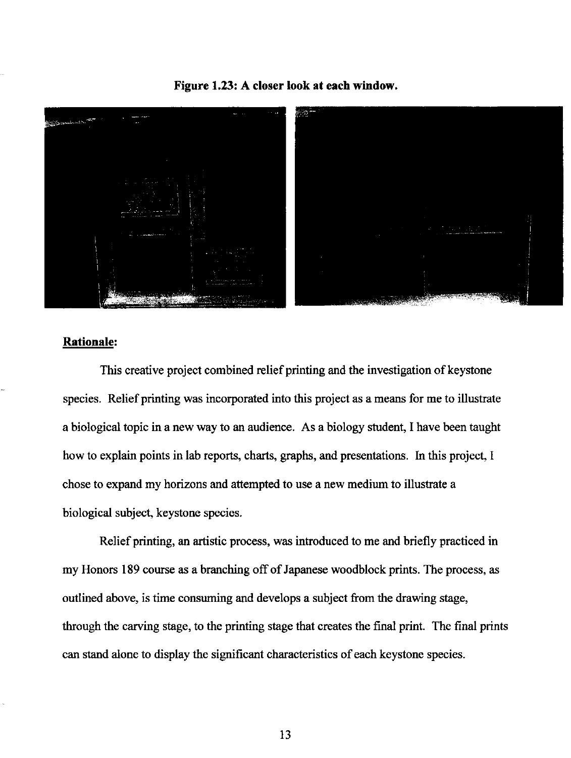**Figure 1.23: A closer look at each window.**

## Rationale:

This creative project combined relief printing and the investigation of keystone species. Relief printing was incorporated into this project as a means for me to illustrate a biological topic in a new way to an audience. As a biology student, I have been taught how to explain points in lab reports, charts, graphs, and presentations. In this project, I chose to expand my horizons and attempted to use a new medium to illustrate a biological subject, keystone species.

Relief printing, an artistic process, was introduced to me and briefly practiced in my Honors 189 course as a branching off of Japanese woodblock prints. The process, as outlined above, is time consuming and develops a subject from the drawing stage, through the carving stage, to the printing stage that creates the final print. The final prints can stand alone to display the significant characteristics of each keystone species.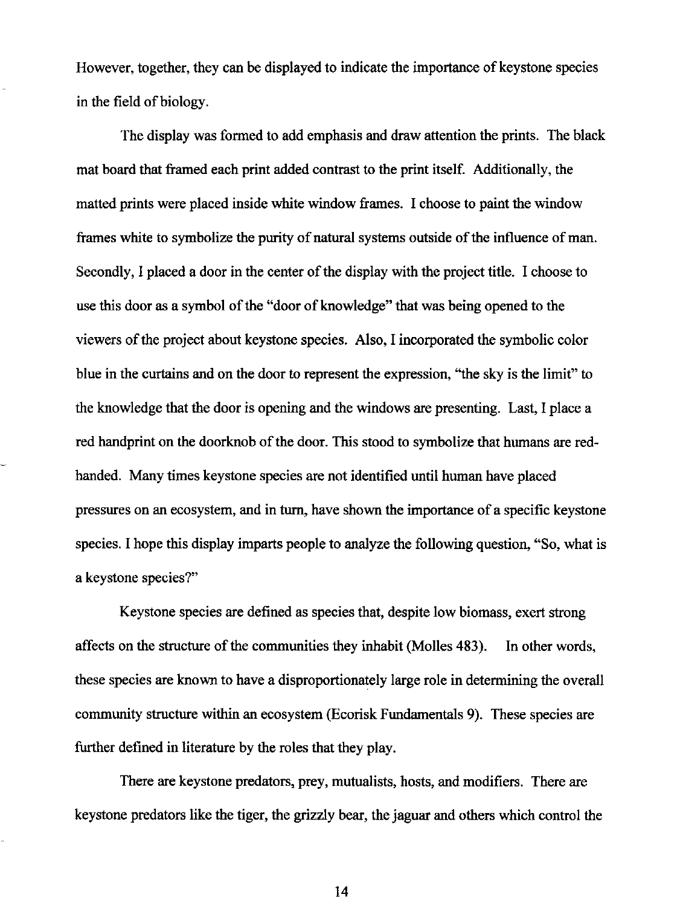However, together, they can be displayed to indicate the importance of keystone species in the field of biology.

The display was formed to add emphasis and draw attention the prints. The black mat board that framed each print added contrast to the print itself. Additionally, the matted prints were placed inside white window frames. I choose to paint the window frames white to symbolize the purity of natural systems outside of the influence of man. Secondly, I placed a door in the center of the display with the project title. I choose to use this door as a symbol of the "door of knowledge" that was being opened to the viewers of the project about keystone species. Also, I incorporated the symbolic color blue in the curtains and on the door to represent the expression, "the sky is the limit" to the knowledge that the door is opening and the windows are presenting. Last, I place a red handprint on the doorknob of the door. This stood to symbolize that humans are red-handed. Many times keystone species are not identified until human have placed pressures on an ecosystem, and in turn, have shown the importance of a specific keystone species. I hope this display imparts people to analyze the following question, "So, what is a keystone species?"

Keystone species are defined as species that, despite low biomass, exert strong affects on the structure of the communities they inhabit (Molles 483). In other words, these species are known to have a disproportionately large role in determining the overall community structure within an ecosystem (Ecorisk Fundamentals 9). These species are further defined in literature by the roles that they play.

There are keystone predators, prey, mutualists, hosts, and modifiers. There are keystone predators like the tiger, the grizzly bear, the jaguar and others which control the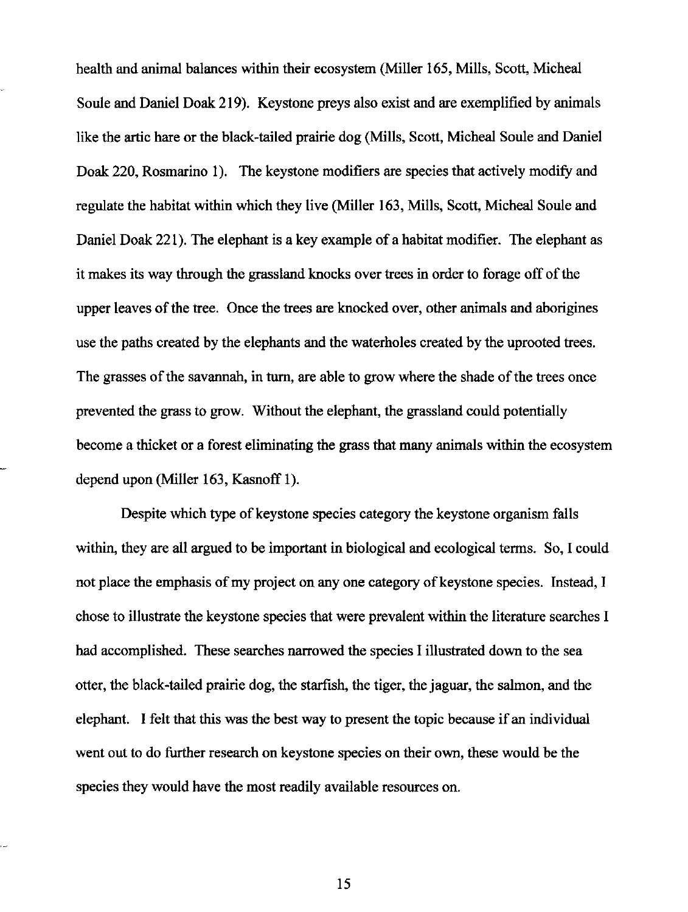health and animal balances within their ecosystem (Miller 165, Mills, Scott, Micheal Soule and Daniel Doak 219). Keystone preys also exist and are exemplified by animals like the artic hare or the black-tailed prairie dog (Mills, Scott, Micheal Soule and Daniel Doak 220, Rosmarino 1). The keystone modifiers are species that actively modify and regulate the habitat within which they live (Miller 163, Mills, Scott, Micheal Soule and Daniel Doak 221). The elephant is a key example of a habitat modifier. The elephant as it makes its way through the grassland knocks over trees in order to forage off of the upper leaves of the tree. Once the trees are knocked over, other animals and aborigines use the paths created by the elephants and the waterholes created by the uprooted trees. The grasses of the savannah, in turn, are able to grow where the shade of the trees once prevented the grass to grow. Without the elephant, the grassland could potentially become a thicket or a forest eliminating the grass that many animals within the ecosystem depend upon (Miller 163, Kasnoff 1).

Despite which type of keystone species category the keystone organism falls within, they are all argued to be important in biological and ecological terms. So, I could not place the emphasis of my project on any one category of keystone species. Instead, I chose to illustrate the keystone species that were prevalent within the literature searches I had accomplished. These searches narrowed the species I illustrated down to the sea otter, the black-tailed prairie dog, the starfish, the tiger, the jaguar, the salmon, and the elephant. I felt that this was the best way to present the topic because if an individual went out to do further research on keystone species on their own, these would be the species they would have the most readily available resources on.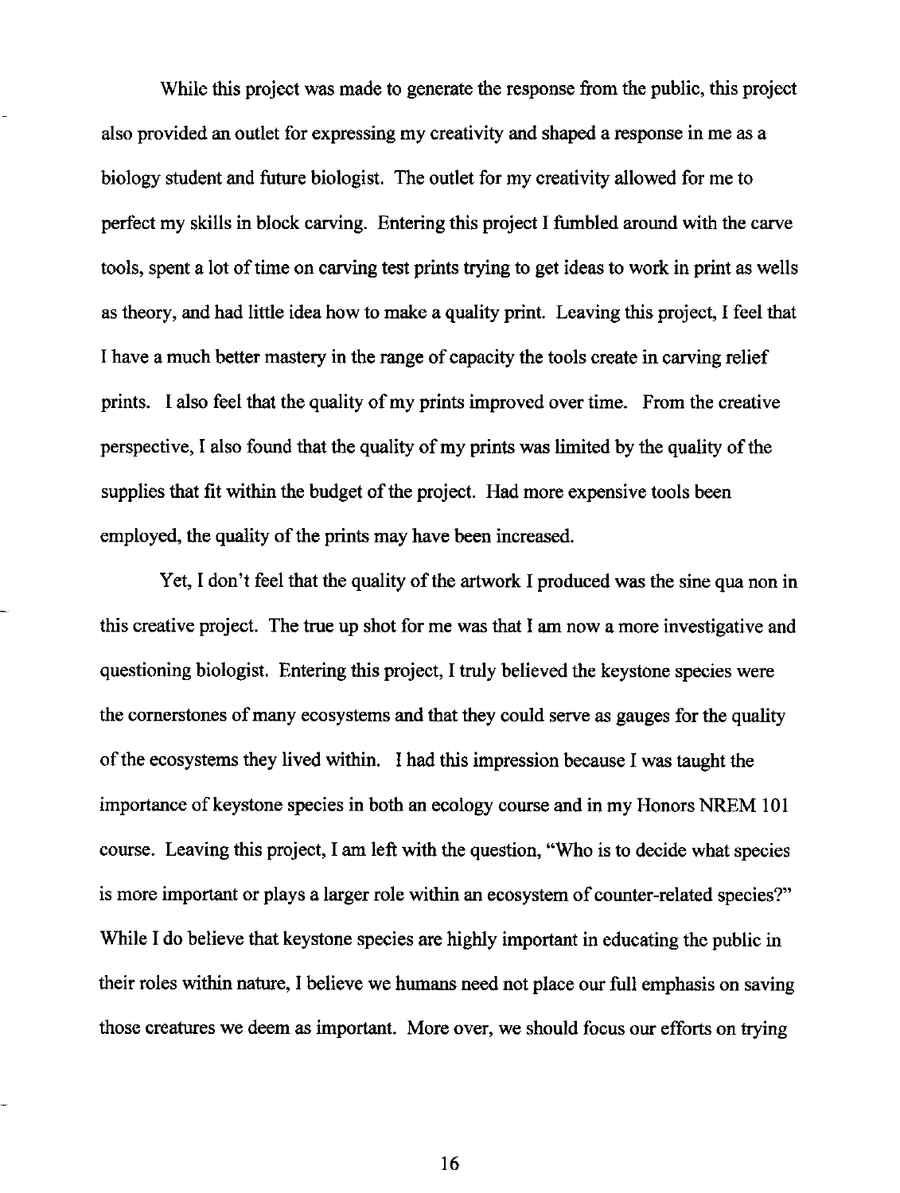While this project was made to generate the response from the public, this project also provided an outlet for expressing my creativity and shaped a response in me as a biology student and future biologist. The outlet for my creativity allowed for me to perfect my skills in block carving. Entering this project I fumbled around with the carve tools, spent a lot of time on carving test prints trying to get ideas to work in print as wells as theory, and had little idea how to make a quality print. Leaving this project, I feel that I have a much better mastery in the range of capacity the tools create in carving relief prints. I also feel that the quality of my prints improved over time. From the creative perspective, I also found that the quality of my prints was limited by the quality of the supplies that fit within the budget of the project. Had more expensive tools been employed, the quality of the prints may have been increased.

Yet, I don't feel that the quality of the artwork I produced was the sine qua non in this creative project. The true up shot for me was that I am now a more investigative and questioning biologist. Entering this project, I truly believed the keystone species were the cornerstones of many ecosystems and that they could serve as gauges for the quality of the ecosystems they lived within. I had this impression because I was taught the importance of keystone species in both an ecology course and in my Honors NREM 101 course. Leaving this project, I am left with the question, "Who is to decide what species is more important or plays a larger role within an ecosystem of counter-related species?" While I do believe that keystone species are highly important in educating the public in their roles within nature, I believe we humans need not place our full emphasis on saving those creatures we deem as important. More over, we should focus our efforts on trying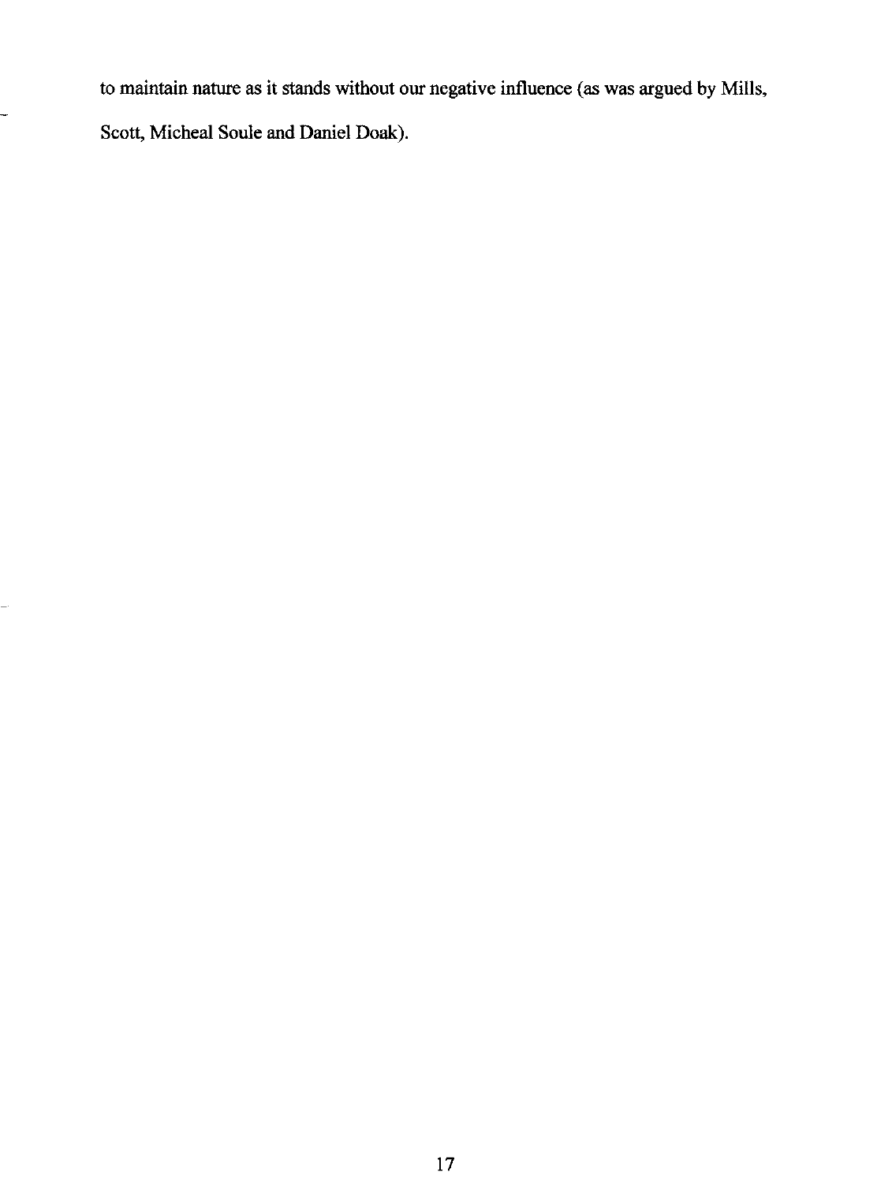to maintain nature as it stands without our negative influence (as was argued by Mills, Scott, Micheal Soule and Daniel Doak).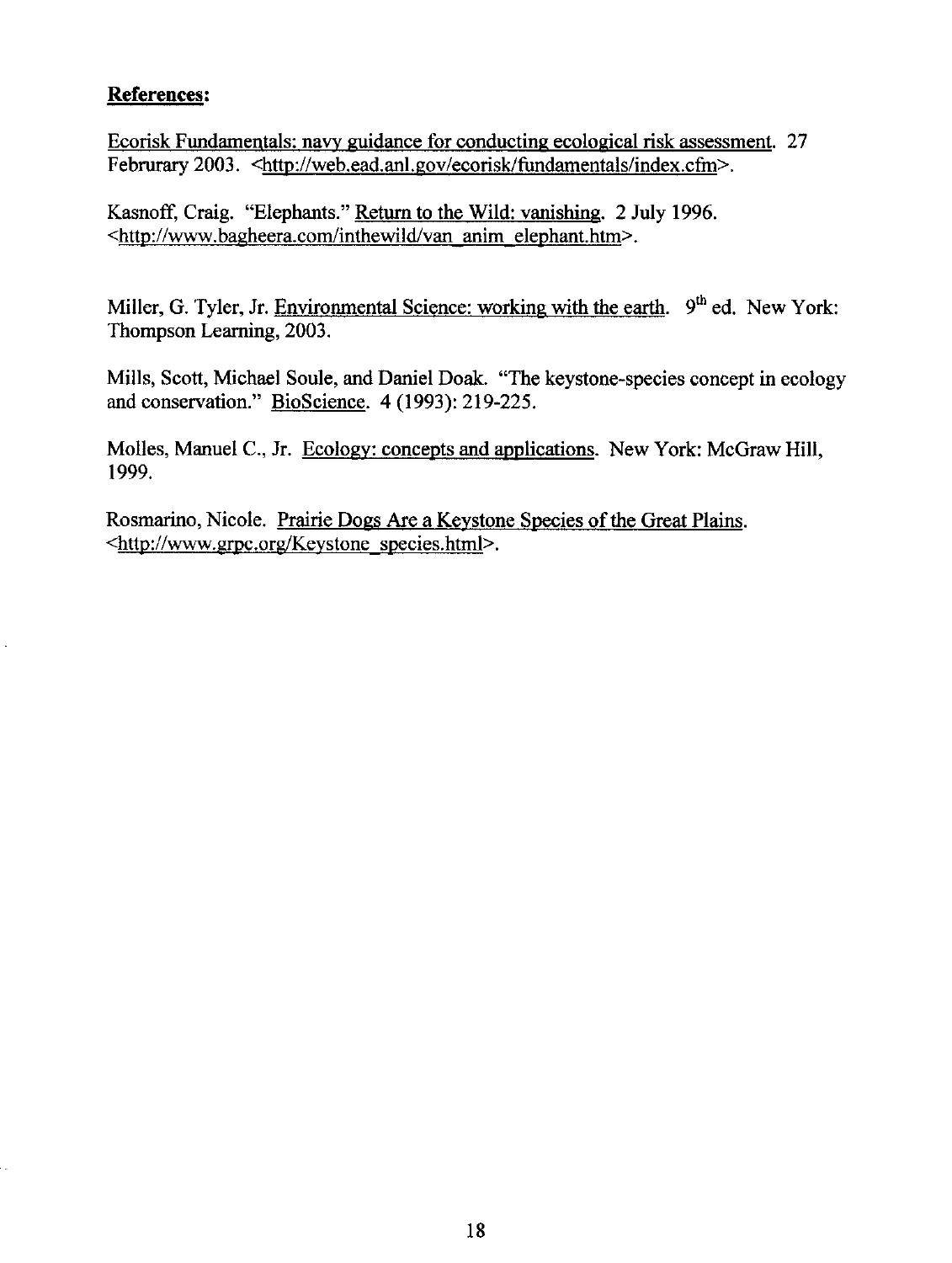**References:**

Ecorisk Fundamentals: navy guidance for conducting ecological risk assessment. 27 Februrary 2003. <http://web.ead.anl.gov/ecorisk/fundamentals/index.cfm>.

Kasnoff, Craig. "Elephants." Return to the Wild: vanishing. 2 July 1996. <http://www.bagheera.com/inthewild/van_anim_elephant.htm>.

Miller, G. Tyler, Jr. Environmental Science: working with the earth. 9th ed. New York: Thompson Learning, 2003.

Mills, Scott, Michael Soule, and Daniel Doak. "The keystone-species concept in ecology and conservation." BioScience. 4 (1993): 219-225.

Molles, Manuel C., Jr. Ecology: concepts and applications. New York: McGraw Hill, 1999.

Rosmarino, Nicole. Prairie Dogs Are a Keystone Species of the Great Plains. <http://www.grpc.org/Keystone_species.html>.